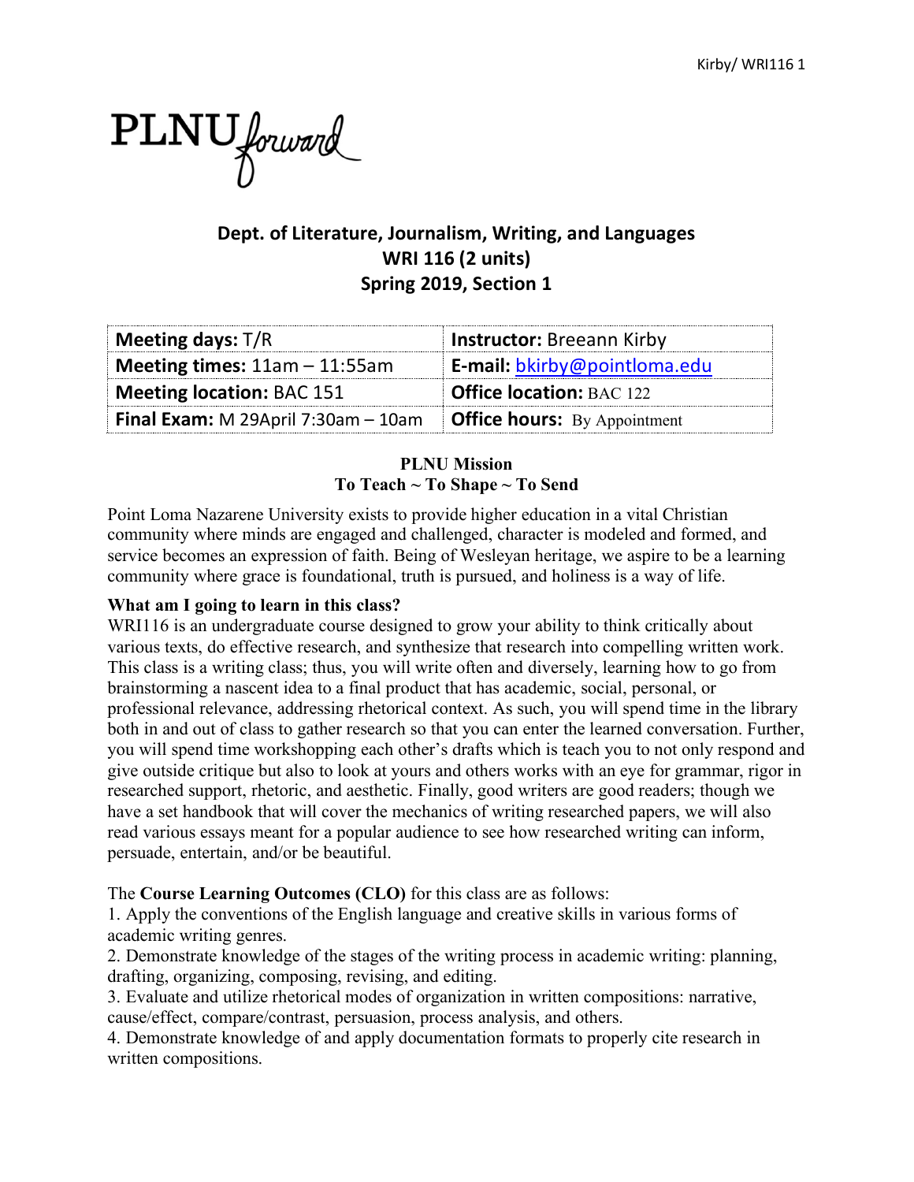PLNU forward

## Dept. of Literature, Journalism, Writing, and Languages
## WRI 116 (2 units)
## Spring 2019, Section 1

| | |
|---|---|
| **Meeting days:** T/R | **Instructor:** Breeann Kirby |
| **Meeting times:** 11am – 11:55am | **E-mail:** bkirby@pointloma.edu |
| **Meeting location:** BAC 151 | **Office location:** BAC 122 |
| **Final Exam:** M 29April 7:30am – 10am | **Office hours:** By Appointment |

**PLNU Mission**
**To Teach ~ To Shape ~ To Send**

Point Loma Nazarene University exists to provide higher education in a vital Christian community where minds are engaged and challenged, character is modeled and formed, and service becomes an expression of faith. Being of Wesleyan heritage, we aspire to be a learning community where grace is foundational, truth is pursued, and holiness is a way of life.

**What am I going to learn in this class?**

WRI116 is an undergraduate course designed to grow your ability to think critically about various texts, do effective research, and synthesize that research into compelling written work. This class is a writing class; thus, you will write often and diversely, learning how to go from brainstorming a nascent idea to a final product that has academic, social, personal, or professional relevance, addressing rhetorical context. As such, you will spend time in the library both in and out of class to gather research so that you can enter the learned conversation. Further, you will spend time workshopping each other's drafts which is teach you to not only respond and give outside critique but also to look at yours and others works with an eye for grammar, rigor in researched support, rhetoric, and aesthetic. Finally, good writers are good readers; though we have a set handbook that will cover the mechanics of writing researched papers, we will also read various essays meant for a popular audience to see how researched writing can inform, persuade, entertain, and/or be beautiful.

The **Course Learning Outcomes (CLO)** for this class are as follows:

1. Apply the conventions of the English language and creative skills in various forms of academic writing genres.
2. Demonstrate knowledge of the stages of the writing process in academic writing: planning, drafting, organizing, composing, revising, and editing.
3. Evaluate and utilize rhetorical modes of organization in written compositions: narrative, cause/effect, compare/contrast, persuasion, process analysis, and others.
4. Demonstrate knowledge of and apply documentation formats to properly cite research in written compositions.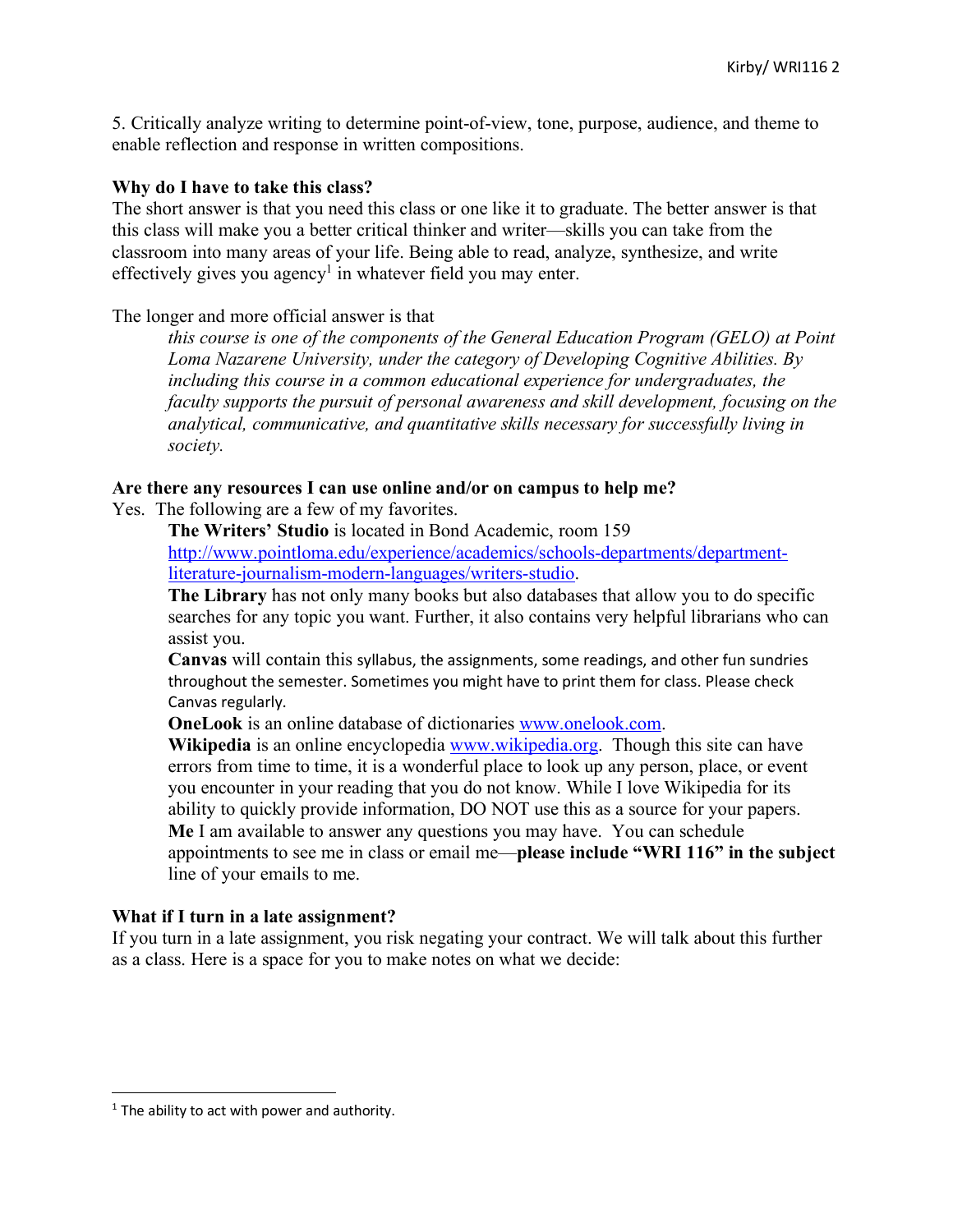5. Critically analyze writing to determine point-of-view, tone, purpose, audience, and theme to enable reflection and response in written compositions.

**Why do I have to take this class?**

The short answer is that you need this class or one like it to graduate. The better answer is that this class will make you a better critical thinker and writer—skills you can take from the classroom into many areas of your life. Being able to read, analyze, synthesize, and write effectively gives you agency[1] in whatever field you may enter.

The longer and more official answer is that

> *this course is one of the components of the General Education Program (GELO) at Point Loma Nazarene University, under the category of Developing Cognitive Abilities. By including this course in a common educational experience for undergraduates, the faculty supports the pursuit of personal awareness and skill development, focusing on the analytical, communicative, and quantitative skills necessary for successfully living in society.*

**Are there any resources I can use online and/or on campus to help me?**

Yes. The following are a few of my favorites.

**The Writers' Studio** is located in Bond Academic, room 159 [http://www.pointloma.edu/experience/academics/schools-departments/department-literature-journalism-modern-languages/writers-studio](http://www.pointloma.edu/experience/academics/schools-departments/department-literature-journalism-modern-languages/writers-studio).

**The Library** has not only many books but also databases that allow you to do specific searches for any topic you want. Further, it also contains very helpful librarians who can assist you.

**Canvas** will contain this syllabus, the assignments, some readings, and other fun sundries throughout the semester. Sometimes you might have to print them for class. Please check Canvas regularly.

**OneLook** is an online database of dictionaries [www.onelook.com](http://www.onelook.com).

**Wikipedia** is an online encyclopedia [www.wikipedia.org](http://www.wikipedia.org). Though this site can have errors from time to time, it is a wonderful place to look up any person, place, or event you encounter in your reading that you do not know. While I love Wikipedia for its ability to quickly provide information, DO NOT use this as a source for your papers.

**Me** I am available to answer any questions you may have. You can schedule appointments to see me in class or email me—**please include "WRI 116" in the subject** line of your emails to me.

**What if I turn in a late assignment?**

If you turn in a late assignment, you risk negating your contract. We will talk about this further as a class. Here is a space for you to make notes on what we decide:

[1] The ability to act with power and authority.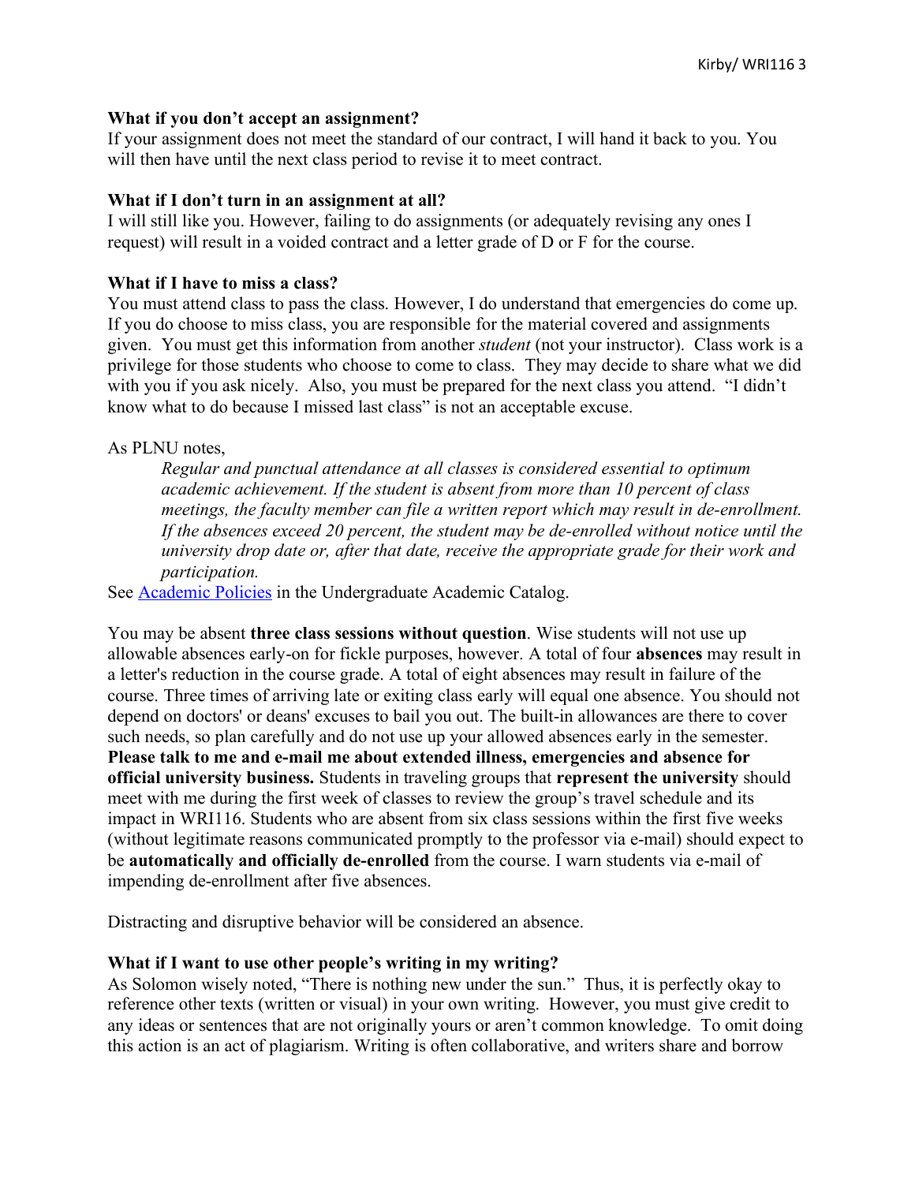**What if you don't accept an assignment?**
If your assignment does not meet the standard of our contract, I will hand it back to you. You will then have until the next class period to revise it to meet contract.

**What if I don't turn in an assignment at all?**
I will still like you. However, failing to do assignments (or adequately revising any ones I request) will result in a voided contract and a letter grade of D or F for the course.

**What if I have to miss a class?**
You must attend class to pass the class. However, I do understand that emergencies do come up. If you do choose to miss class, you are responsible for the material covered and assignments given. You must get this information from another *student* (not your instructor). Class work is a privilege for those students who choose to come to class. They may decide to share what we did with you if you ask nicely. Also, you must be prepared for the next class you attend. "I didn't know what to do because I missed last class" is not an acceptable excuse.

As PLNU notes,

> *Regular and punctual attendance at all classes is considered essential to optimum academic achievement. If the student is absent from more than 10 percent of class meetings, the faculty member can file a written report which may result in de-enrollment. If the absences exceed 20 percent, the student may be de-enrolled without notice until the university drop date or, after that date, receive the appropriate grade for their work and participation.*

See [Academic Policies]() in the Undergraduate Academic Catalog.

You may be absent **three class sessions without question**. Wise students will not use up allowable absences early-on for fickle purposes, however. A total of four **absences** may result in a letter's reduction in the course grade. A total of eight absences may result in failure of the course. Three times of arriving late or exiting class early will equal one absence. You should not depend on doctors' or deans' excuses to bail you out. The built-in allowances are there to cover such needs, so plan carefully and do not use up your allowed absences early in the semester. **Please talk to me and e-mail me about extended illness, emergencies and absence for official university business.** Students in traveling groups that **represent the university** should meet with me during the first week of classes to review the group's travel schedule and its impact in WRI116. Students who are absent from six class sessions within the first five weeks (without legitimate reasons communicated promptly to the professor via e-mail) should expect to be **automatically and officially de-enrolled** from the course. I warn students via e-mail of impending de-enrollment after five absences.

Distracting and disruptive behavior will be considered an absence.

**What if I want to use other people's writing in my writing?**
As Solomon wisely noted, "There is nothing new under the sun." Thus, it is perfectly okay to reference other texts (written or visual) in your own writing. However, you must give credit to any ideas or sentences that are not originally yours or aren't common knowledge. To omit doing this action is an act of plagiarism. Writing is often collaborative, and writers share and borrow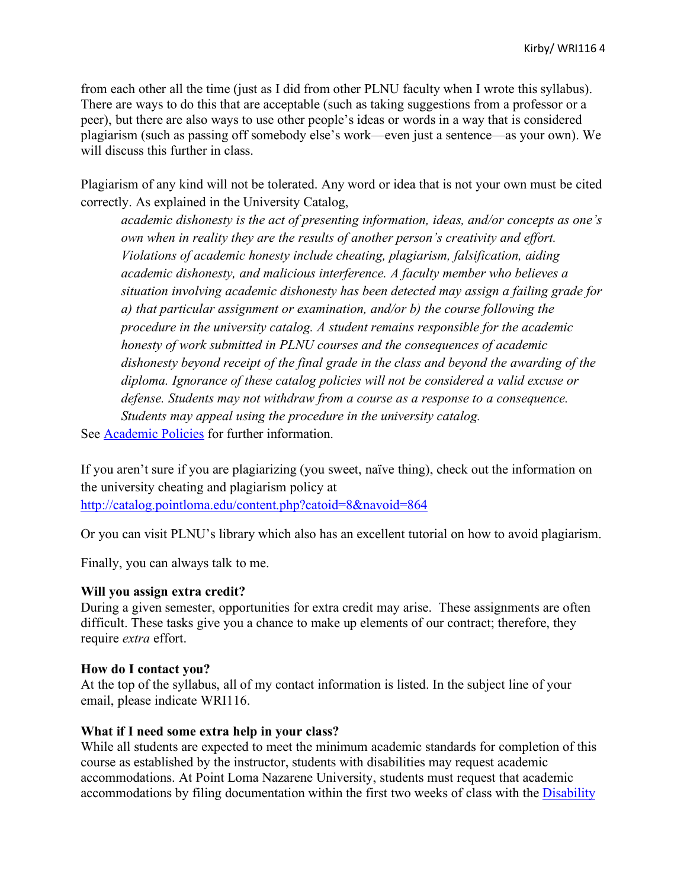from each other all the time (just as I did from other PLNU faculty when I wrote this syllabus). There are ways to do this that are acceptable (such as taking suggestions from a professor or a peer), but there are also ways to use other people's ideas or words in a way that is considered plagiarism (such as passing off somebody else's work—even just a sentence—as your own). We will discuss this further in class.

Plagiarism of any kind will not be tolerated. Any word or idea that is not your own must be cited correctly. As explained in the University Catalog,

> *academic dishonesty is the act of presenting information, ideas, and/or concepts as one's own when in reality they are the results of another person's creativity and effort. Violations of academic honesty include cheating, plagiarism, falsification, aiding academic dishonesty, and malicious interference. A faculty member who believes a situation involving academic dishonesty has been detected may assign a failing grade for a) that particular assignment or examination, and/or b) the course following the procedure in the university catalog. A student remains responsible for the academic honesty of work submitted in PLNU courses and the consequences of academic dishonesty beyond receipt of the final grade in the class and beyond the awarding of the diploma. Ignorance of these catalog policies will not be considered a valid excuse or defense. Students may not withdraw from a course as a response to a consequence. Students may appeal using the procedure in the university catalog.*

See Academic Policies for further information.

If you aren't sure if you are plagiarizing (you sweet, naïve thing), check out the information on the university cheating and plagiarism policy at http://catalog.pointloma.edu/content.php?catoid=8&navoid=864

Or you can visit PLNU's library which also has an excellent tutorial on how to avoid plagiarism.

Finally, you can always talk to me.

**Will you assign extra credit?**
During a given semester, opportunities for extra credit may arise. These assignments are often difficult. These tasks give you a chance to make up elements of our contract; therefore, they require *extra* effort.

**How do I contact you?**
At the top of the syllabus, all of my contact information is listed. In the subject line of your email, please indicate WRI116.

**What if I need some extra help in your class?**
While all students are expected to meet the minimum academic standards for completion of this course as established by the instructor, students with disabilities may request academic accommodations. At Point Loma Nazarene University, students must request that academic accommodations by filing documentation within the first two weeks of class with the Disability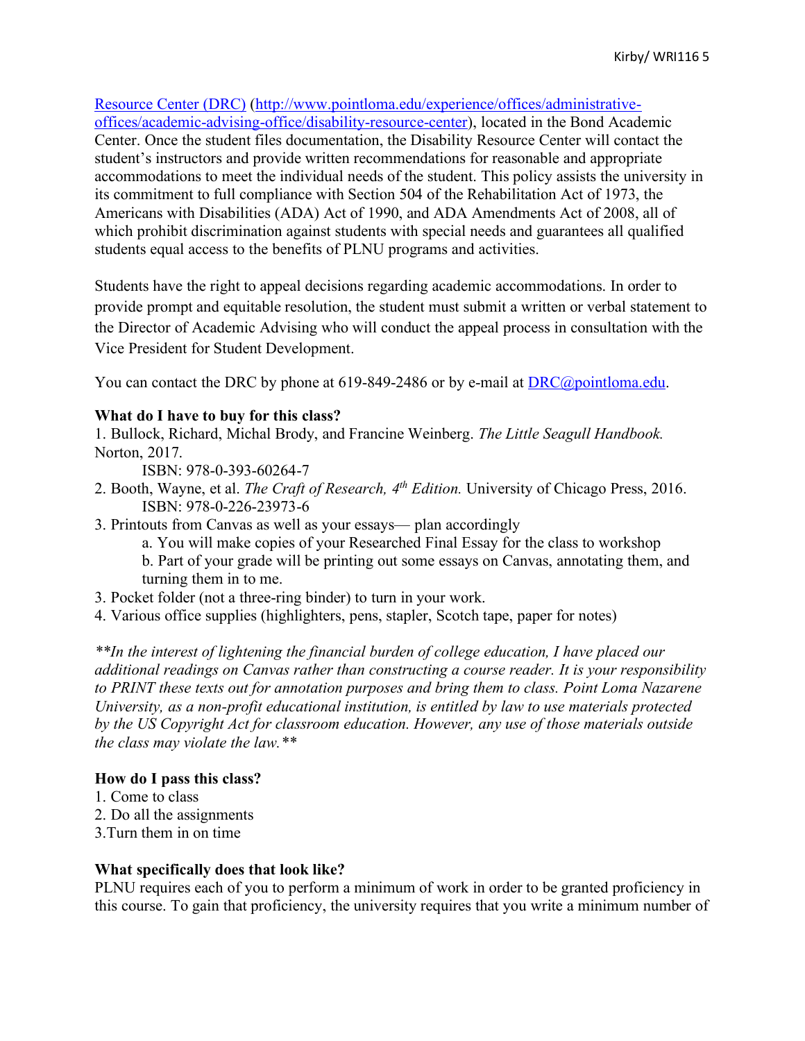[Resource Center (DRC)](http://www.pointloma.edu/experience/offices/administrative-offices/academic-advising-office/disability-resource-center) (http://www.pointloma.edu/experience/offices/administrative-offices/academic-advising-office/disability-resource-center), located in the Bond Academic Center. Once the student files documentation, the Disability Resource Center will contact the student's instructors and provide written recommendations for reasonable and appropriate accommodations to meet the individual needs of the student. This policy assists the university in its commitment to full compliance with Section 504 of the Rehabilitation Act of 1973, the Americans with Disabilities (ADA) Act of 1990, and ADA Amendments Act of 2008, all of which prohibit discrimination against students with special needs and guarantees all qualified students equal access to the benefits of PLNU programs and activities.

Students have the right to appeal decisions regarding academic accommodations. In order to provide prompt and equitable resolution, the student must submit a written or verbal statement to the Director of Academic Advising who will conduct the appeal process in consultation with the Vice President for Student Development.

You can contact the DRC by phone at 619-849-2486 or by e-mail at [DRC@pointloma.edu](mailto:DRC@pointloma.edu).

**What do I have to buy for this class?**

1. Bullock, Richard, Michal Brody, and Francine Weinberg. *The Little Seagull Handbook.* Norton, 2017.
   ISBN: 978-0-393-60264-7
2. Booth, Wayne, et al. *The Craft of Research, 4th Edition.* University of Chicago Press, 2016.
   ISBN: 978-0-226-23973-6
3. Printouts from Canvas as well as your essays— plan accordingly
   a. You will make copies of your Researched Final Essay for the class to workshop
   b. Part of your grade will be printing out some essays on Canvas, annotating them, and turning them in to me.
3. Pocket folder (not a three-ring binder) to turn in your work.
4. Various office supplies (highlighters, pens, stapler, Scotch tape, paper for notes)

*\*\*In the interest of lightening the financial burden of college education, I have placed our additional readings on Canvas rather than constructing a course reader. It is your responsibility to PRINT these texts out for annotation purposes and bring them to class. Point Loma Nazarene University, as a non-profit educational institution, is entitled by law to use materials protected by the US Copyright Act for classroom education. However, any use of those materials outside the class may violate the law.\*\**

**How do I pass this class?**

1. Come to class
2. Do all the assignments
3. Turn them in on time

**What specifically does that look like?**

PLNU requires each of you to perform a minimum of work in order to be granted proficiency in this course. To gain that proficiency, the university requires that you write a minimum number of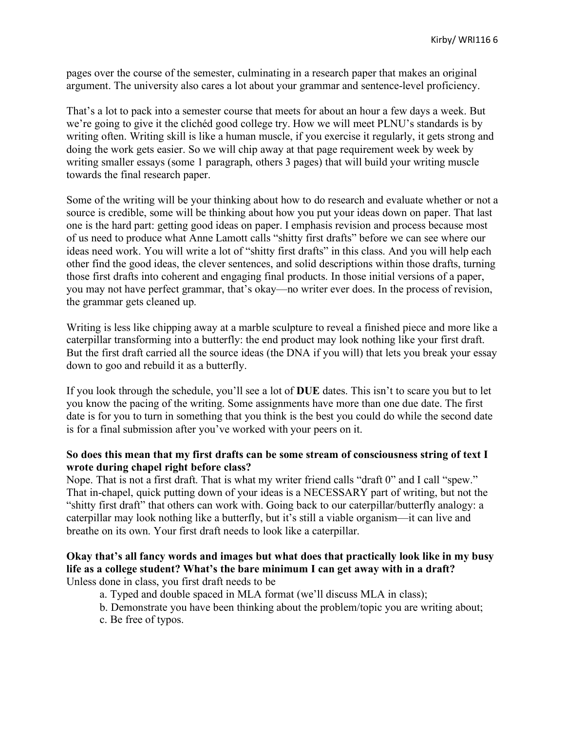pages over the course of the semester, culminating in a research paper that makes an original argument. The university also cares a lot about your grammar and sentence-level proficiency.

That's a lot to pack into a semester course that meets for about an hour a few days a week. But we're going to give it the clichéd good college try. How we will meet PLNU's standards is by writing often. Writing skill is like a human muscle, if you exercise it regularly, it gets strong and doing the work gets easier. So we will chip away at that page requirement week by week by writing smaller essays (some 1 paragraph, others 3 pages) that will build your writing muscle towards the final research paper.

Some of the writing will be your thinking about how to do research and evaluate whether or not a source is credible, some will be thinking about how you put your ideas down on paper. That last one is the hard part: getting good ideas on paper. I emphasis revision and process because most of us need to produce what Anne Lamott calls "shitty first drafts" before we can see where our ideas need work. You will write a lot of "shitty first drafts" in this class. And you will help each other find the good ideas, the clever sentences, and solid descriptions within those drafts, turning those first drafts into coherent and engaging final products. In those initial versions of a paper, you may not have perfect grammar, that's okay—no writer ever does. In the process of revision, the grammar gets cleaned up.

Writing is less like chipping away at a marble sculpture to reveal a finished piece and more like a caterpillar transforming into a butterfly: the end product may look nothing like your first draft. But the first draft carried all the source ideas (the DNA if you will) that lets you break your essay down to goo and rebuild it as a butterfly.

If you look through the schedule, you'll see a lot of **DUE** dates. This isn't to scare you but to let you know the pacing of the writing. Some assignments have more than one due date. The first date is for you to turn in something that you think is the best you could do while the second date is for a final submission after you've worked with your peers on it.

**So does this mean that my first drafts can be some stream of consciousness string of text I wrote during chapel right before class?**

Nope. That is not a first draft. That is what my writer friend calls "draft 0" and I call "spew." That in-chapel, quick putting down of your ideas is a NECESSARY part of writing, but not the "shitty first draft" that others can work with. Going back to our caterpillar/butterfly analogy: a caterpillar may look nothing like a butterfly, but it's still a viable organism—it can live and breathe on its own. Your first draft needs to look like a caterpillar.

**Okay that's all fancy words and images but what does that practically look like in my busy life as a college student? What's the bare minimum I can get away with in a draft?**

Unless done in class, you first draft needs to be

a. Typed and double spaced in MLA format (we'll discuss MLA in class);
b. Demonstrate you have been thinking about the problem/topic you are writing about;
c. Be free of typos.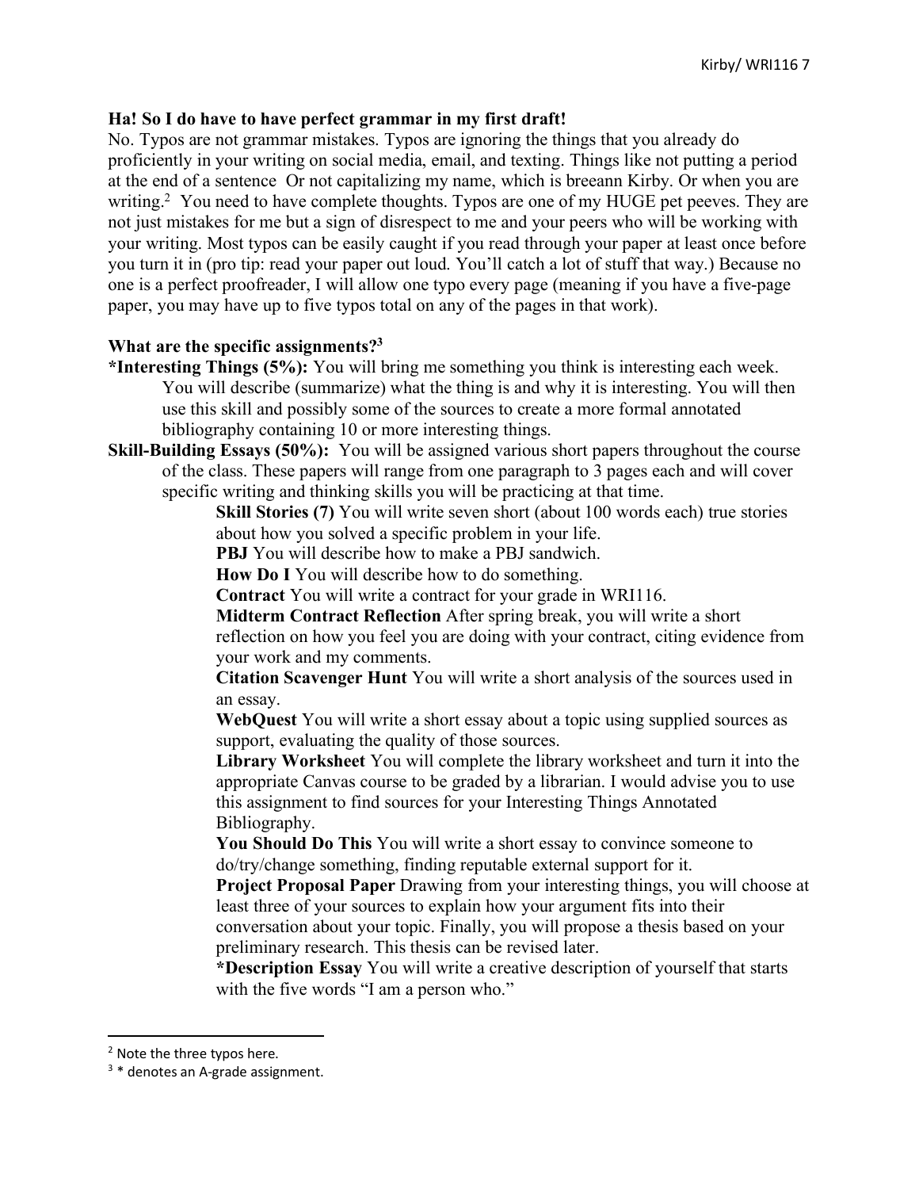**Ha! So I do have to have perfect grammar in my first draft!**

No. Typos are not grammar mistakes. Typos are ignoring the things that you already do proficiently in your writing on social media, email, and texting. Things like not putting a period at the end of a sentence  Or not capitalizing my name, which is breeann Kirby. Or when you are writing.[2]  You need to have complete thoughts. Typos are one of my HUGE pet peeves. They are not just mistakes for me but a sign of disrespect to me and your peers who will be working with your writing. Most typos can be easily caught if you read through your paper at least once before you turn it in (pro tip: read your paper out loud. You'll catch a lot of stuff that way.) Because no one is a perfect proofreader, I will allow one typo every page (meaning if you have a five-page paper, you may have up to five typos total on any of the pages in that work).

**What are the specific assignments?[3]**

**\*Interesting Things (5%):** You will bring me something you think is interesting each week. You will describe (summarize) what the thing is and why it is interesting. You will then use this skill and possibly some of the sources to create a more formal annotated bibliography containing 10 or more interesting things.

**Skill-Building Essays (50%):** You will be assigned various short papers throughout the course of the class. These papers will range from one paragraph to 3 pages each and will cover specific writing and thinking skills you will be practicing at that time.

- **Skill Stories (7)** You will write seven short (about 100 words each) true stories about how you solved a specific problem in your life.
- **PBJ** You will describe how to make a PBJ sandwich.
- **How Do I** You will describe how to do something.
- **Contract** You will write a contract for your grade in WRI116.
- **Midterm Contract Reflection** After spring break, you will write a short reflection on how you feel you are doing with your contract, citing evidence from your work and my comments.
- **Citation Scavenger Hunt** You will write a short analysis of the sources used in an essay.
- **WebQuest** You will write a short essay about a topic using supplied sources as support, evaluating the quality of those sources.
- **Library Worksheet** You will complete the library worksheet and turn it into the appropriate Canvas course to be graded by a librarian. I would advise you to use this assignment to find sources for your Interesting Things Annotated Bibliography.
- **You Should Do This** You will write a short essay to convince someone to do/try/change something, finding reputable external support for it.
- **Project Proposal Paper** Drawing from your interesting things, you will choose at least three of your sources to explain how your argument fits into their conversation about your topic. Finally, you will propose a thesis based on your preliminary research. This thesis can be revised later.
- **\*Description Essay** You will write a creative description of yourself that starts with the five words "I am a person who."

---

[2] Note the three typos here.

[3] * denotes an A-grade assignment.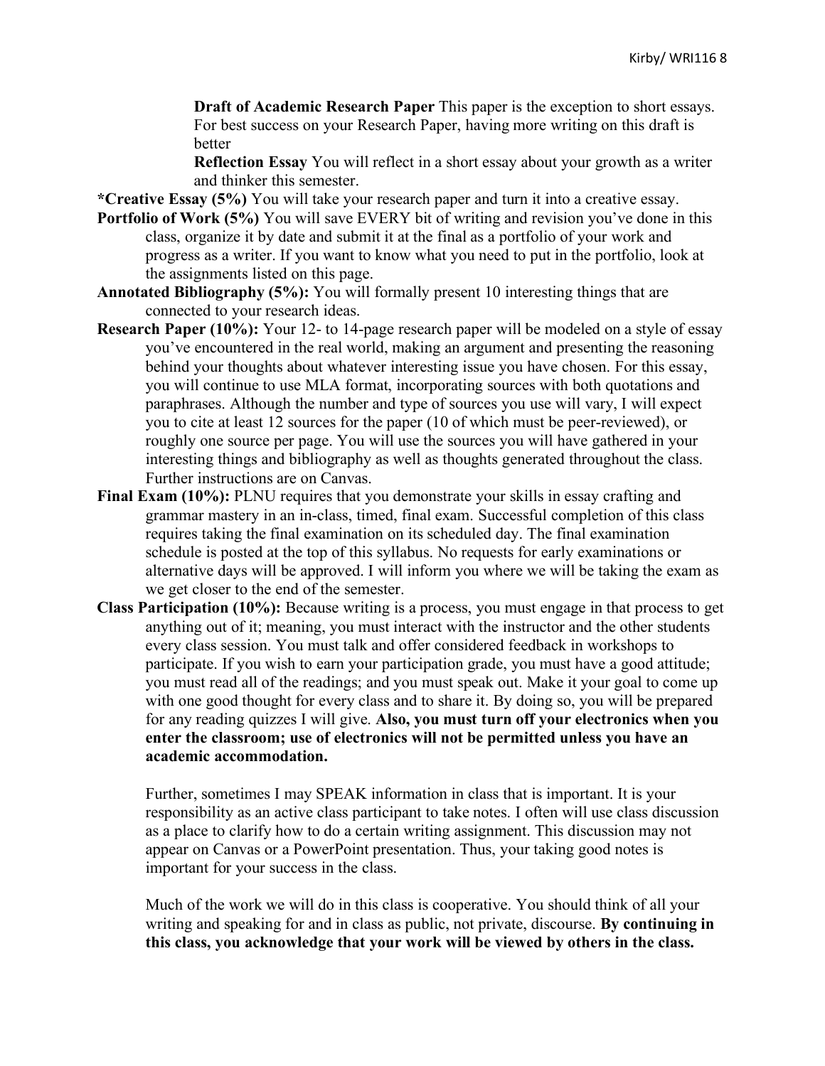**Draft of Academic Research Paper** This paper is the exception to short essays. For best success on your Research Paper, having more writing on this draft is better

**Reflection Essay** You will reflect in a short essay about your growth as a writer and thinker this semester.

***Creative Essay (5%)** You will take your research paper and turn it into a creative essay.

**Portfolio of Work (5%)** You will save EVERY bit of writing and revision you've done in this class, organize it by date and submit it at the final as a portfolio of your work and progress as a writer. If you want to know what you need to put in the portfolio, look at the assignments listed on this page.

**Annotated Bibliography (5%):** You will formally present 10 interesting things that are connected to your research ideas.

**Research Paper (10%):** Your 12- to 14-page research paper will be modeled on a style of essay you've encountered in the real world, making an argument and presenting the reasoning behind your thoughts about whatever interesting issue you have chosen. For this essay, you will continue to use MLA format, incorporating sources with both quotations and paraphrases. Although the number and type of sources you use will vary, I will expect you to cite at least 12 sources for the paper (10 of which must be peer-reviewed), or roughly one source per page. You will use the sources you will have gathered in your interesting things and bibliography as well as thoughts generated throughout the class. Further instructions are on Canvas.

**Final Exam (10%):** PLNU requires that you demonstrate your skills in essay crafting and grammar mastery in an in-class, timed, final exam. Successful completion of this class requires taking the final examination on its scheduled day. The final examination schedule is posted at the top of this syllabus. No requests for early examinations or alternative days will be approved. I will inform you where we will be taking the exam as we get closer to the end of the semester.

**Class Participation (10%):** Because writing is a process, you must engage in that process to get anything out of it; meaning, you must interact with the instructor and the other students every class session. You must talk and offer considered feedback in workshops to participate. If you wish to earn your participation grade, you must have a good attitude; you must read all of the readings; and you must speak out. Make it your goal to come up with one good thought for every class and to share it. By doing so, you will be prepared for any reading quizzes I will give. **Also, you must turn off your electronics when you enter the classroom; use of electronics will not be permitted unless you have an academic accommodation.**

Further, sometimes I may SPEAK information in class that is important. It is your responsibility as an active class participant to take notes. I often will use class discussion as a place to clarify how to do a certain writing assignment. This discussion may not appear on Canvas or a PowerPoint presentation. Thus, your taking good notes is important for your success in the class.

Much of the work we will do in this class is cooperative. You should think of all your writing and speaking for and in class as public, not private, discourse. **By continuing in this class, you acknowledge that your work will be viewed by others in the class.**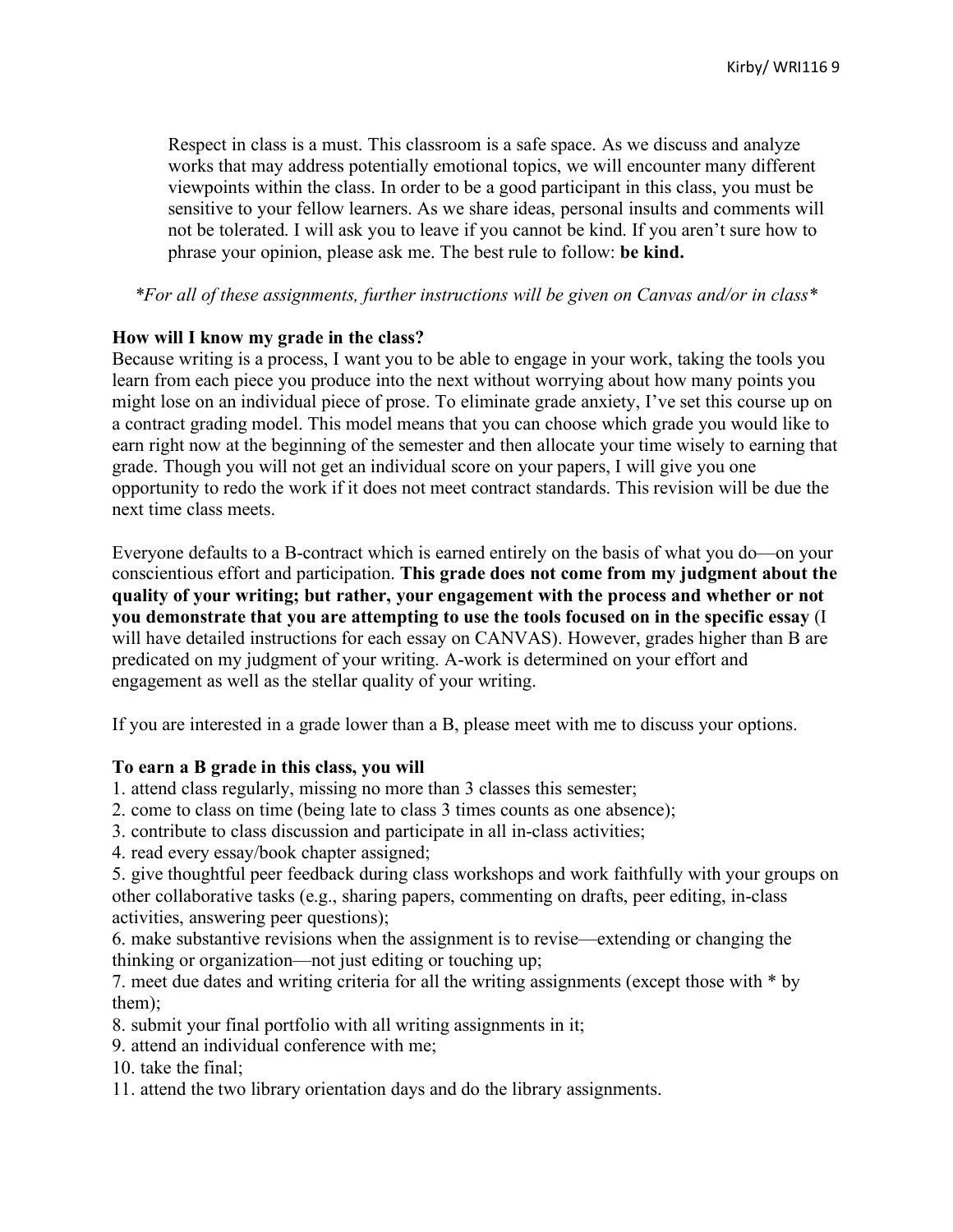Respect in class is a must. This classroom is a safe space. As we discuss and analyze works that may address potentially emotional topics, we will encounter many different viewpoints within the class. In order to be a good participant in this class, you must be sensitive to your fellow learners. As we share ideas, personal insults and comments will not be tolerated. I will ask you to leave if you cannot be kind. If you aren't sure how to phrase your opinion, please ask me. The best rule to follow: **be kind.**

*\*For all of these assignments, further instructions will be given on Canvas and/or in class\**

**How will I know my grade in the class?**

Because writing is a process, I want you to be able to engage in your work, taking the tools you learn from each piece you produce into the next without worrying about how many points you might lose on an individual piece of prose. To eliminate grade anxiety, I've set this course up on a contract grading model. This model means that you can choose which grade you would like to earn right now at the beginning of the semester and then allocate your time wisely to earning that grade. Though you will not get an individual score on your papers, I will give you one opportunity to redo the work if it does not meet contract standards. This revision will be due the next time class meets.

Everyone defaults to a B-contract which is earned entirely on the basis of what you do—on your conscientious effort and participation. **This grade does not come from my judgment about the quality of your writing; but rather, your engagement with the process and whether or not you demonstrate that you are attempting to use the tools focused on in the specific essay** (I will have detailed instructions for each essay on CANVAS). However, grades higher than B are predicated on my judgment of your writing. A-work is determined on your effort and engagement as well as the stellar quality of your writing.

If you are interested in a grade lower than a B, please meet with me to discuss your options.

**To earn a B grade in this class, you will**

1. attend class regularly, missing no more than 3 classes this semester;
2. come to class on time (being late to class 3 times counts as one absence);
3. contribute to class discussion and participate in all in-class activities;
4. read every essay/book chapter assigned;
5. give thoughtful peer feedback during class workshops and work faithfully with your groups on other collaborative tasks (e.g., sharing papers, commenting on drafts, peer editing, in-class activities, answering peer questions);
6. make substantive revisions when the assignment is to revise—extending or changing the thinking or organization—not just editing or touching up;
7. meet due dates and writing criteria for all the writing assignments (except those with * by them);
8. submit your final portfolio with all writing assignments in it;
9. attend an individual conference with me;
10. take the final;
11. attend the two library orientation days and do the library assignments.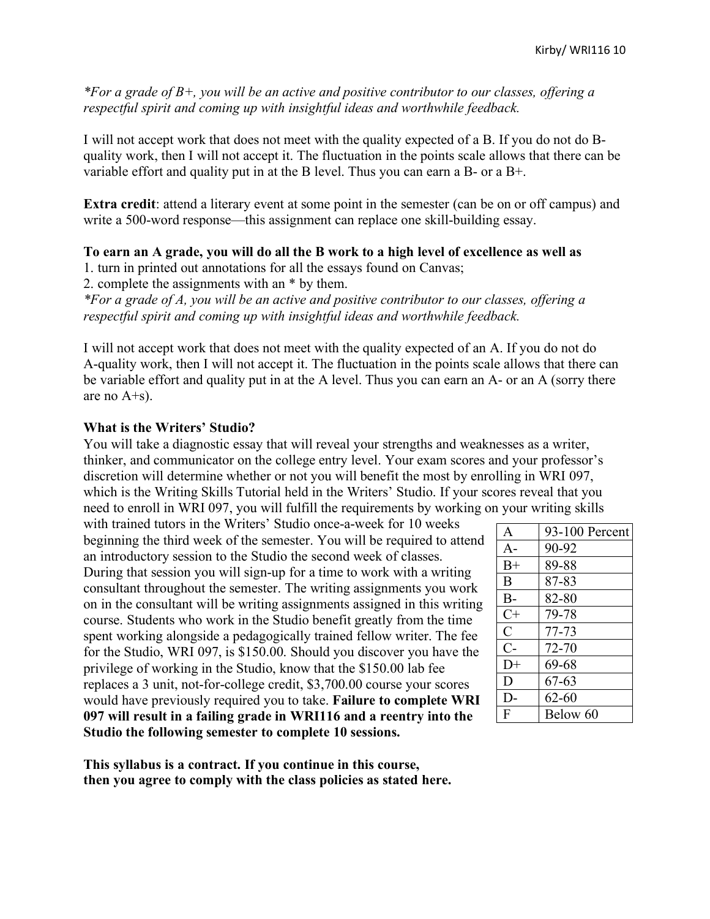*For a grade of B+, you will be an active and positive contributor to our classes, offering a respectful spirit and coming up with insightful ideas and worthwhile feedback.*

I will not accept work that does not meet with the quality expected of a B. If you do not do B-quality work, then I will not accept it. The fluctuation in the points scale allows that there can be variable effort and quality put in at the B level. Thus you can earn a B- or a B+.

**Extra credit**: attend a literary event at some point in the semester (can be on or off campus) and write a 500-word response—this assignment can replace one skill-building essay.

**To earn an A grade, you will do all the B work to a high level of excellence as well as**

1. turn in printed out annotations for all the essays found on Canvas;
2. complete the assignments with an * by them.

*For a grade of A, you will be an active and positive contributor to our classes, offering a respectful spirit and coming up with insightful ideas and worthwhile feedback.*

I will not accept work that does not meet with the quality expected of an A. If you do not do A-quality work, then I will not accept it. The fluctuation in the points scale allows that there can be variable effort and quality put in at the A level. Thus you can earn an A- or an A (sorry there are no A+s).

**What is the Writers' Studio?**

You will take a diagnostic essay that will reveal your strengths and weaknesses as a writer, thinker, and communicator on the college entry level. Your exam scores and your professor's discretion will determine whether or not you will benefit the most by enrolling in WRI 097, which is the Writing Skills Tutorial held in the Writers' Studio. If your scores reveal that you need to enroll in WRI 097, you will fulfill the requirements by working on your writing skills with trained tutors in the Writers' Studio once-a-week for 10 weeks beginning the third week of the semester. You will be required to attend an introductory session to the Studio the second week of classes. During that session you will sign-up for a time to work with a writing consultant throughout the semester. The writing assignments you work on in the consultant will be writing assignments assigned in this writing course. Students who work in the Studio benefit greatly from the time spent working alongside a pedagogically trained fellow writer. The fee for the Studio, WRI 097, is $150.00. Should you discover you have the privilege of working in the Studio, know that the $150.00 lab fee replaces a 3 unit, not-for-college credit, $3,700.00 course your scores would have previously required you to take. **Failure to complete WRI 097 will result in a failing grade in WRI116 and a reentry into the Studio the following semester to complete 10 sessions.**

| | |
|---|---|
| A | 93-100 Percent |
| A- | 90-92 |
| B+ | 89-88 |
| B | 87-83 |
| B- | 82-80 |
| C+ | 79-78 |
| C | 77-73 |
| C- | 72-70 |
| D+ | 69-68 |
| D | 67-63 |
| D- | 62-60 |
| F | Below 60 |

**This syllabus is a contract. If you continue in this course, then you agree to comply with the class policies as stated here.**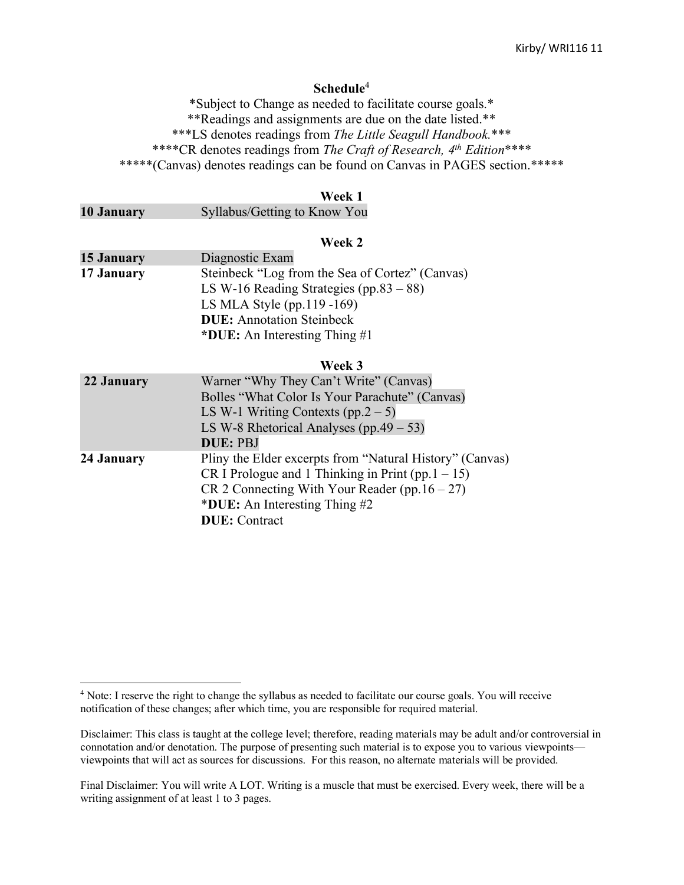## Schedule[4]

*Subject to Change as needed to facilitate course goals.*
**Readings and assignments are due on the date listed.**
***LS denotes readings from *The Little Seagull Handbook.****
****CR denotes readings from *The Craft of Research, 4th Edition*****
*****(Canvas) denotes readings can be found on Canvas in PAGES section.*****

### Week 1

| | |
|---|---|
| **10 January** | Syllabus/Getting to Know You |

### Week 2

| | |
|---|---|
| **15 January** | Diagnostic Exam |
| **17 January** | Steinbeck "Log from the Sea of Cortez" (Canvas)<br>LS W-16 Reading Strategies (pp.83 – 88)<br>LS MLA Style (pp.119 -169)<br>**DUE:** Annotation Steinbeck<br>***DUE:** An Interesting Thing #1 |

### Week 3

| | |
|---|---|
| **22 January** | Warner "Why They Can't Write" (Canvas)<br>Bolles "What Color Is Your Parachute" (Canvas)<br>LS W-1 Writing Contexts (pp.2 – 5)<br>LS W-8 Rhetorical Analyses (pp.49 – 53)<br>**DUE:** PBJ |
| **24 January** | Pliny the Elder excerpts from "Natural History" (Canvas)<br>CR I Prologue and 1 Thinking in Print (pp.1 – 15)<br>CR 2 Connecting With Your Reader (pp.16 – 27)<br>***DUE:** An Interesting Thing #2<br>**DUE:** Contract |

---

[4] Note: I reserve the right to change the syllabus as needed to facilitate our course goals. You will receive notification of these changes; after which time, you are responsible for required material.

Disclaimer: This class is taught at the college level; therefore, reading materials may be adult and/or controversial in connotation and/or denotation. The purpose of presenting such material is to expose you to various viewpoints—viewpoints that will act as sources for discussions. For this reason, no alternate materials will be provided.

Final Disclaimer: You will write A LOT. Writing is a muscle that must be exercised. Every week, there will be a writing assignment of at least 1 to 3 pages.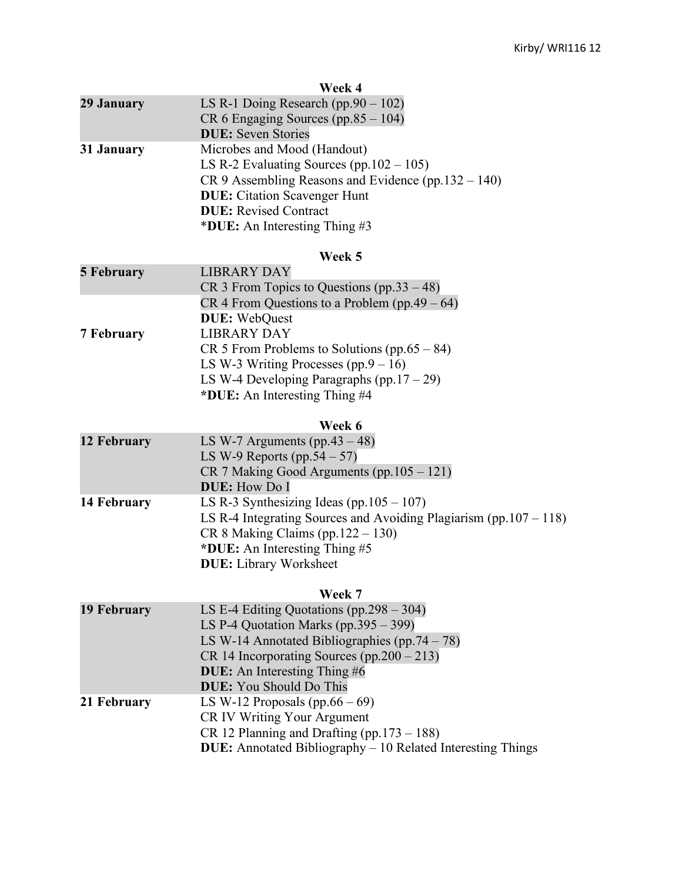**Week 4**

| | |
|---|---|
| **29 January** | LS R-1 Doing Research (pp.90 – 102)<br>CR 6 Engaging Sources (pp.85 – 104)<br>**DUE:** Seven Stories |
| **31 January** | Microbes and Mood (Handout)<br>LS R-2 Evaluating Sources (pp.102 – 105)<br>CR 9 Assembling Reasons and Evidence (pp.132 – 140)<br>**DUE:** Citation Scavenger Hunt<br>**DUE:** Revised Contract<br>*__DUE:__ An Interesting Thing #3 |

**Week 5**

| | |
|---|---|
| **5 February** | LIBRARY DAY<br>CR 3 From Topics to Questions (pp.33 – 48)<br>CR 4 From Questions to a Problem (pp.49 – 64)<br>**DUE:** WebQuest |
| **7 February** | LIBRARY DAY<br>CR 5 From Problems to Solutions (pp.65 – 84)<br>LS W-3 Writing Processes (pp.9 – 16)<br>LS W-4 Developing Paragraphs (pp.17 – 29)<br>**\*DUE:** An Interesting Thing #4 |

**Week 6**

| | |
|---|---|
| **12 February** | LS W-7 Arguments (pp.43 – 48)<br>LS W-9 Reports (pp.54 – 57)<br>CR 7 Making Good Arguments (pp.105 – 121)<br>**DUE:** How Do I |
| **14 February** | LS R-3 Synthesizing Ideas (pp.105 – 107)<br>LS R-4 Integrating Sources and Avoiding Plagiarism (pp.107 – 118)<br>CR 8 Making Claims (pp.122 – 130)<br>**\*DUE:** An Interesting Thing #5<br>**DUE:** Library Worksheet |

**Week 7**

| | |
|---|---|
| **19 February** | LS E-4 Editing Quotations (pp.298 – 304)<br>LS P-4 Quotation Marks (pp.395 – 399)<br>LS W-14 Annotated Bibliographies (pp.74 – 78)<br>CR 14 Incorporating Sources (pp.200 – 213)<br>**DUE:** An Interesting Thing #6<br>**DUE:** You Should Do This |
| **21 February** | LS W-12 Proposals (pp.66 – 69)<br>CR IV Writing Your Argument<br>CR 12 Planning and Drafting (pp.173 – 188)<br>**DUE:** Annotated Bibliography – 10 Related Interesting Things |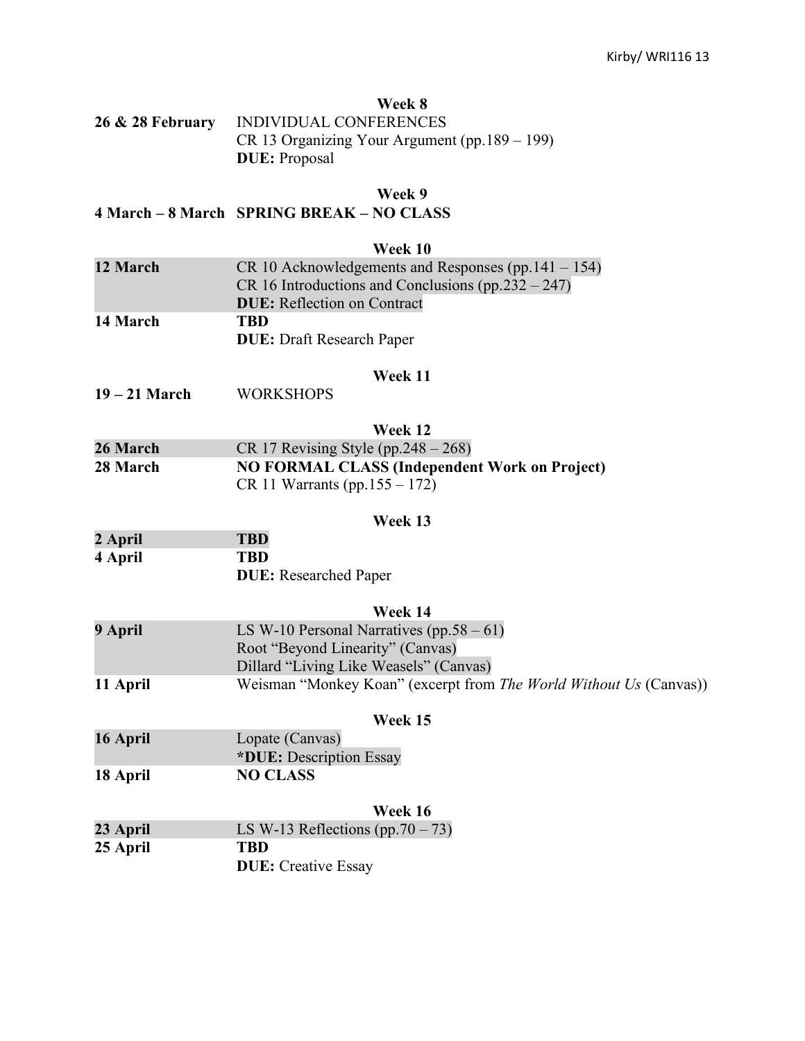**Week 8**

**26 & 28 February** INDIVIDUAL CONFERENCES
CR 13 Organizing Your Argument (pp.189 – 199)
**DUE:** Proposal

**Week 9**

**4 March – 8 March SPRING BREAK – NO CLASS**

**Week 10**

**12 March** CR 10 Acknowledgements and Responses (pp.141 – 154)
CR 16 Introductions and Conclusions (pp.232 – 247)
**DUE:** Reflection on Contract

**14 March** **TBD**
**DUE:** Draft Research Paper

**Week 11**

**19 – 21 March** WORKSHOPS

**Week 12**

**26 March** CR 17 Revising Style (pp.248 – 268)

**28 March** **NO FORMAL CLASS (Independent Work on Project)**
CR 11 Warrants (pp.155 – 172)

**Week 13**

**2 April** **TBD**

**4 April** **TBD**
**DUE:** Researched Paper

**Week 14**

**9 April** LS W-10 Personal Narratives (pp.58 – 61)
Root "Beyond Linearity" (Canvas)
Dillard "Living Like Weasels" (Canvas)

**11 April** Weisman "Monkey Koan" (excerpt from *The World Without Us* (Canvas))

**Week 15**

**16 April** Lopate (Canvas)
***DUE:** Description Essay

**18 April** **NO CLASS**

**Week 16**

**23 April** LS W-13 Reflections (pp.70 – 73)

**25 April** **TBD**
**DUE:** Creative Essay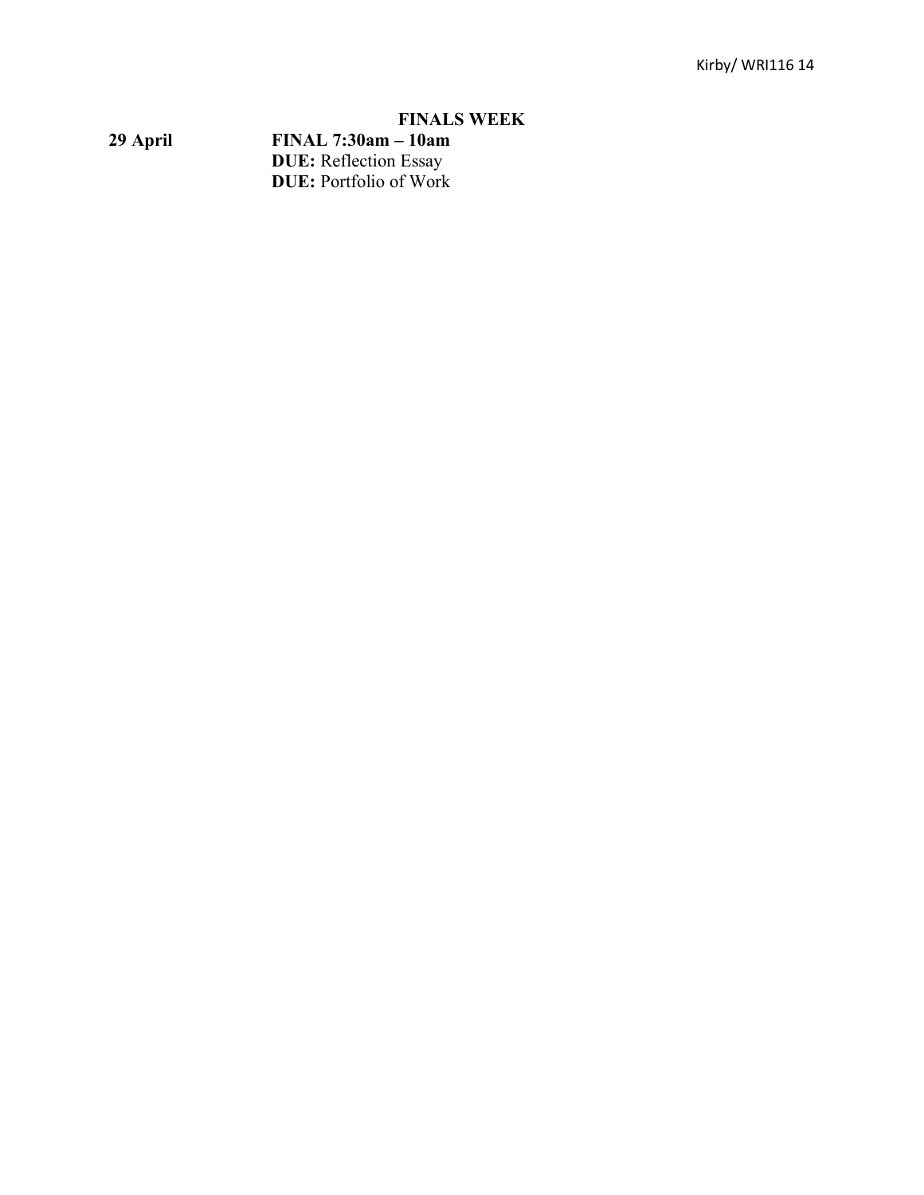**FINALS WEEK**

| | |
|---|---|
| **29 April** | **FINAL 7:30am – 10am** |
| | **DUE:** Reflection Essay |
| | **DUE:** Portfolio of Work |